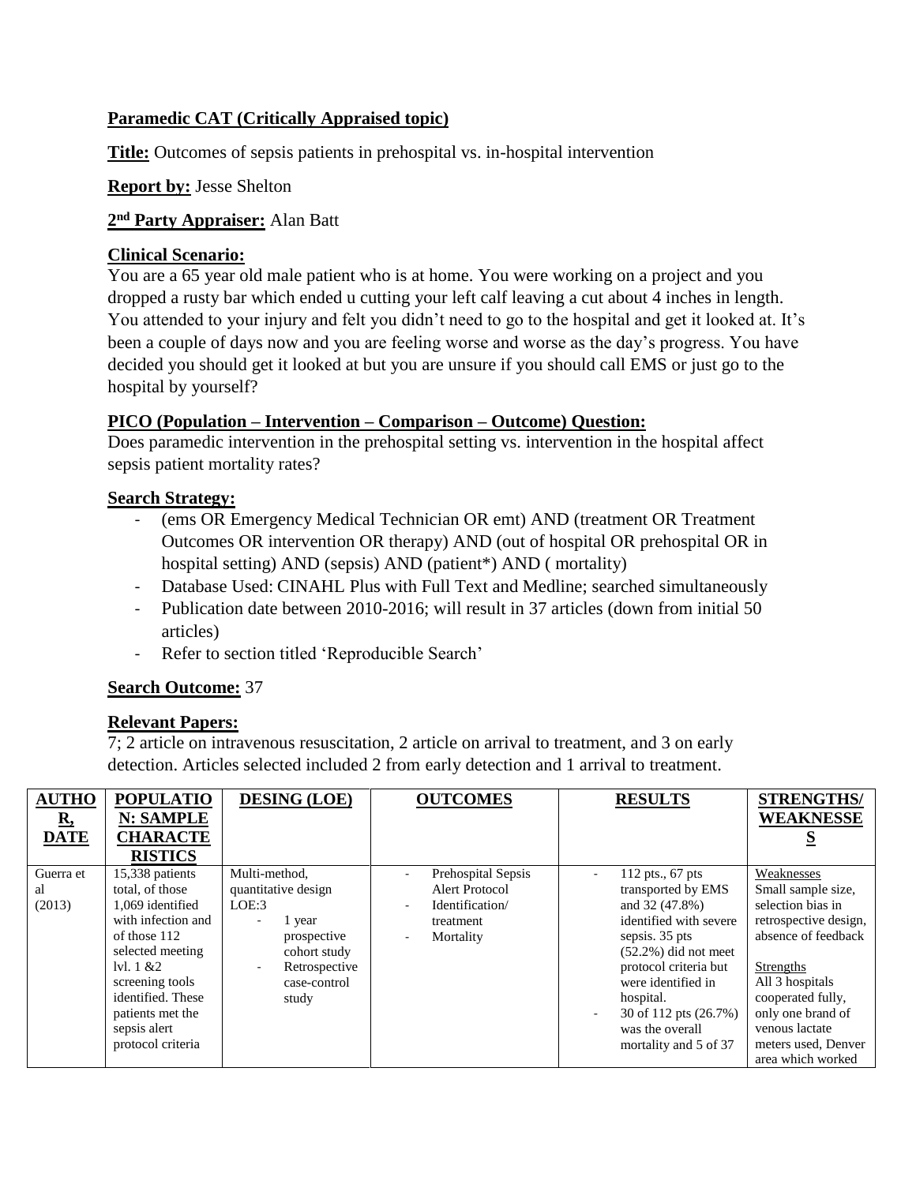**Paramedic CAT (Critically Appraised topic)**

**Title:** Outcomes of sepsis patients in prehospital vs. in-hospital intervention

**Report by:** Jesse Shelton

**2nd Party Appraiser:** Alan Batt

**Clinical Scenario:**

You are a 65 year old male patient who is at home. You were working on a project and you dropped a rusty bar which ended u cutting your left calf leaving a cut about 4 inches in length. You attended to your injury and felt you didn't need to go to the hospital and get it looked at. It's been a couple of days now and you are feeling worse and worse as the day's progress. You have decided you should get it looked at but you are unsure if you should call EMS or just go to the hospital by yourself?

**PICO (Population – Intervention – Comparison – Outcome) Question:**

Does paramedic intervention in the prehospital setting vs. intervention in the hospital affect sepsis patient mortality rates?

**Search Strategy:**

- (ems OR Emergency Medical Technician OR emt) AND (treatment OR Treatment Outcomes OR intervention OR therapy) AND (out of hospital OR prehospital OR in hospital setting) AND (sepsis) AND (patient*) AND ( mortality)
- Database Used: CINAHL Plus with Full Text and Medline; searched simultaneously
- Publication date between 2010-2016; will result in 37 articles (down from initial 50 articles)
- Refer to section titled 'Reproducible Search'

**Search Outcome:** 37

**Relevant Papers:**

7; 2 article on intravenous resuscitation, 2 article on arrival to treatment, and 3 on early detection. Articles selected included 2 from early detection and 1 arrival to treatment.

| AUTHOR, DATE | POPULATION: SAMPLE CHARACTERISTICS | DESING (LOE) | OUTCOMES | RESULTS | STRENGTHS/ WEAKNESSES |
|---|---|---|---|---|---|
| Guerra et al (2013) | 15,338 patients total, of those 1,069 identified with infection and of those 112 selected meeting lvl. 1 &2 screening tools identified. These patients met the sepsis alert protocol criteria | Multi-method, quantitative design LOE:3 <br> - 1 year prospective cohort study <br> - Retrospective case-control study | - Prehospital Sepsis Alert Protocol <br> - Identification/ treatment <br> - Mortality | - 112 pts., 67 pts transported by EMS and 32 (47.8%) identified with severe sepsis. 35 pts (52.2%) did not meet protocol criteria but were identified in hospital. <br> - 30 of 112 pts (26.7%) was the overall mortality and 5 of 37 | Weaknesses <br> Small sample size, selection bias in retrospective design, absence of feedback <br><br> Strengths <br> All 3 hospitals cooperated fully, only one brand of venous lactate meters used, Denver area which worked |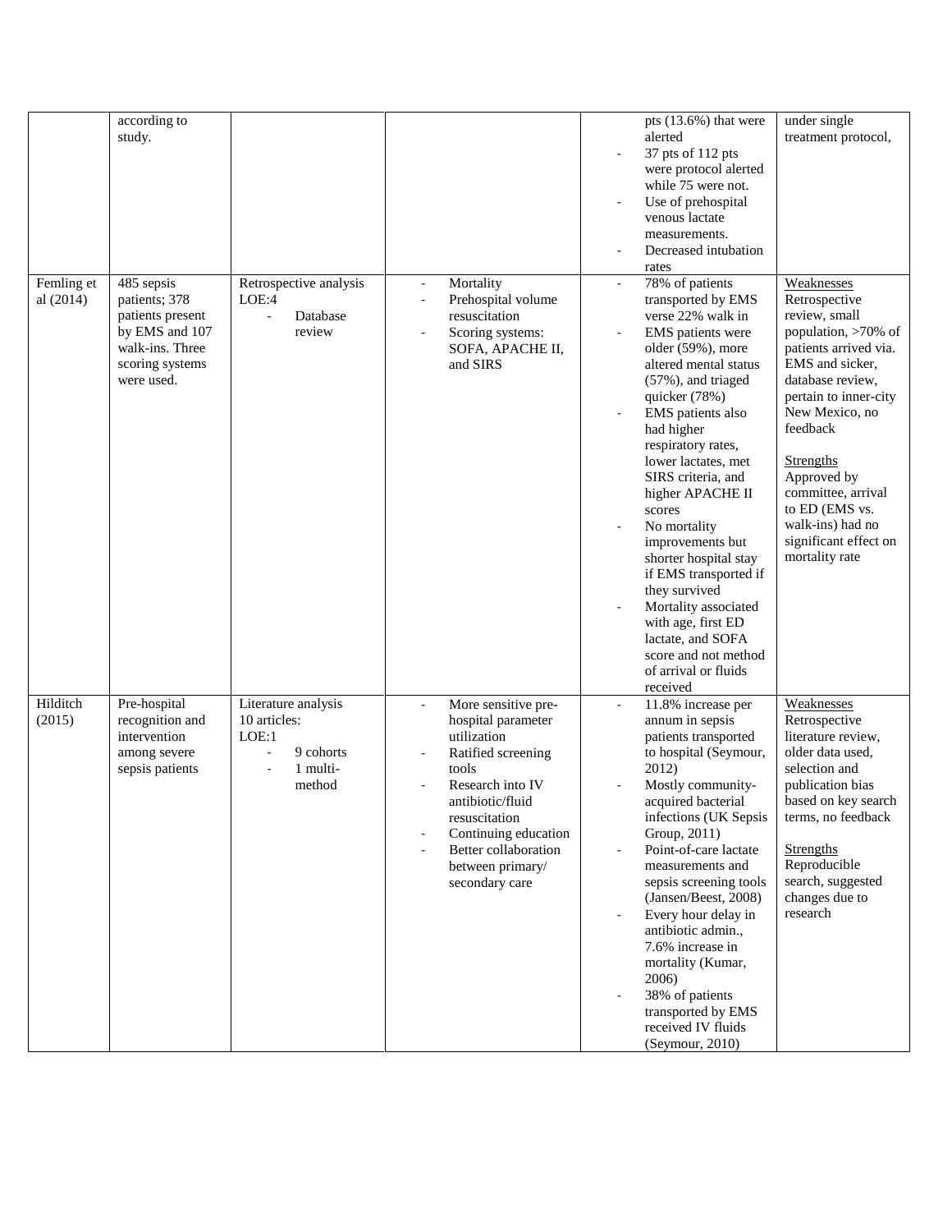| | according to study. | | | - pts (13.6%) that were alerted<br>- 37 pts of 112 pts were protocol alerted while 75 were not.<br>- Use of prehospital venous lactate measurements.<br>- Decreased intubation rates | under single treatment protocol, |
|---|---|---|---|---|---|
| Femling et al (2014) | 485 sepsis patients; 378 patients present by EMS and 107 walk-ins. Three scoring systems were used. | Retrospective analysis LOE:4<br>- Database review | - Mortality<br>- Prehospital volume resuscitation<br>- Scoring systems: SOFA, APACHE II, and SIRS | - 78% of patients transported by EMS verse 22% walk in<br>- EMS patients were older (59%), more altered mental status (57%), and triaged quicker (78%)<br>- EMS patients also had higher respiratory rates, lower lactates, met SIRS criteria, and higher APACHE II scores<br>- No mortality improvements but shorter hospital stay if EMS transported if they survived<br>- Mortality associated with age, first ED lactate, and SOFA score and not method of arrival or fluids received | Weaknesses<br>Retrospective review, small population, >70% of patients arrived via. EMS and sicker, database review, pertain to inner-city New Mexico, no feedback<br><br>Strengths<br>Approved by committee, arrival to ED (EMS vs. walk-ins) had no significant effect on mortality rate |
| Hilditch (2015) | Pre-hospital recognition and intervention among severe sepsis patients | Literature analysis 10 articles:<br>LOE:1<br>- 9 cohorts<br>- 1 multi-method | - More sensitive pre-hospital parameter utilization<br>- Ratified screening tools<br>- Research into IV antibiotic/fluid resuscitation<br>- Continuing education<br>- Better collaboration between primary/ secondary care | - 11.8% increase per annum in sepsis patients transported to hospital (Seymour, 2012)<br>- Mostly community-acquired bacterial infections (UK Sepsis Group, 2011)<br>- Point-of-care lactate measurements and sepsis screening tools (Jansen/Beest, 2008)<br>- Every hour delay in antibiotic admin., 7.6% increase in mortality (Kumar, 2006)<br>- 38% of patients transported by EMS received IV fluids (Seymour, 2010) | Weaknesses<br>Retrospective literature review, older data used, selection and publication bias based on key search terms, no feedback<br><br>Strengths<br>Reproducible search, suggested changes due to research |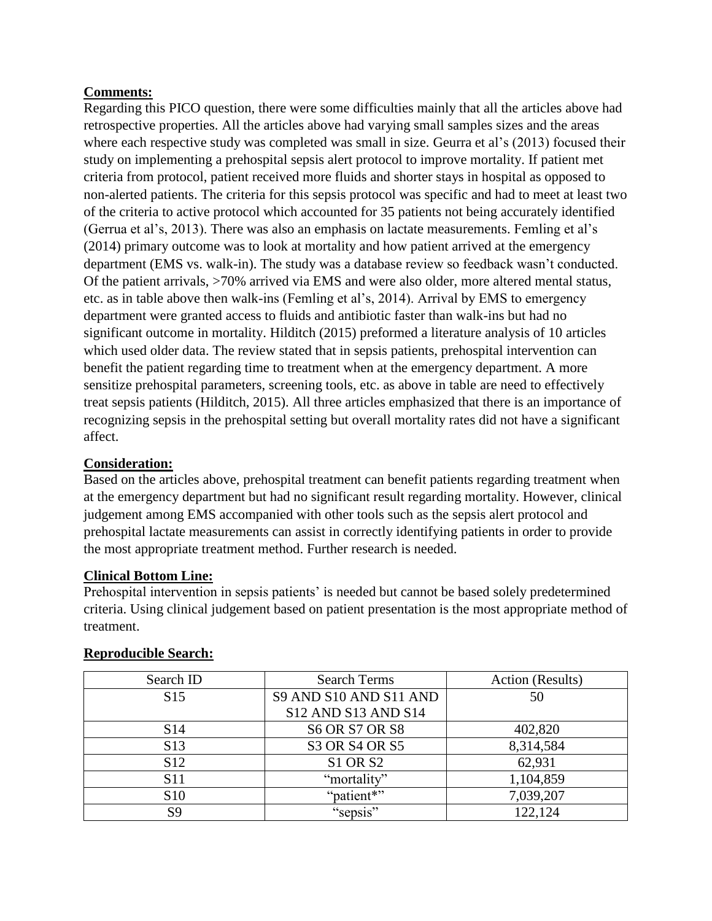**Comments:**

Regarding this PICO question, there were some difficulties mainly that all the articles above had retrospective properties. All the articles above had varying small samples sizes and the areas where each respective study was completed was small in size. Geurra et al's (2013) focused their study on implementing a prehospital sepsis alert protocol to improve mortality. If patient met criteria from protocol, patient received more fluids and shorter stays in hospital as opposed to non-alerted patients. The criteria for this sepsis protocol was specific and had to meet at least two of the criteria to active protocol which accounted for 35 patients not being accurately identified (Gerrua et al's, 2013). There was also an emphasis on lactate measurements. Femling et al's (2014) primary outcome was to look at mortality and how patient arrived at the emergency department (EMS vs. walk-in). The study was a database review so feedback wasn't conducted. Of the patient arrivals, >70% arrived via EMS and were also older, more altered mental status, etc. as in table above then walk-ins (Femling et al's, 2014). Arrival by EMS to emergency department were granted access to fluids and antibiotic faster than walk-ins but had no significant outcome in mortality. Hilditch (2015) preformed a literature analysis of 10 articles which used older data. The review stated that in sepsis patients, prehospital intervention can benefit the patient regarding time to treatment when at the emergency department. A more sensitize prehospital parameters, screening tools, etc. as above in table are need to effectively treat sepsis patients (Hilditch, 2015). All three articles emphasized that there is an importance of recognizing sepsis in the prehospital setting but overall mortality rates did not have a significant affect.

**Consideration:**

Based on the articles above, prehospital treatment can benefit patients regarding treatment when at the emergency department but had no significant result regarding mortality. However, clinical judgement among EMS accompanied with other tools such as the sepsis alert protocol and prehospital lactate measurements can assist in correctly identifying patients in order to provide the most appropriate treatment method. Further research is needed.

**Clinical Bottom Line:**

Prehospital intervention in sepsis patients' is needed but cannot be based solely predetermined criteria. Using clinical judgement based on patient presentation is the most appropriate method of treatment.

**Reproducible Search:**

| Search ID | Search Terms | Action (Results) |
|---|---|---|
| S15 | S9 AND S10 AND S11 AND S12 AND S13 AND S14 | 50 |
| S14 | S6 OR S7 OR S8 | 402,820 |
| S13 | S3 OR S4 OR S5 | 8,314,584 |
| S12 | S1 OR S2 | 62,931 |
| S11 | "mortality" | 1,104,859 |
| S10 | "patient*" | 7,039,207 |
| S9 | "sepsis" | 122,124 |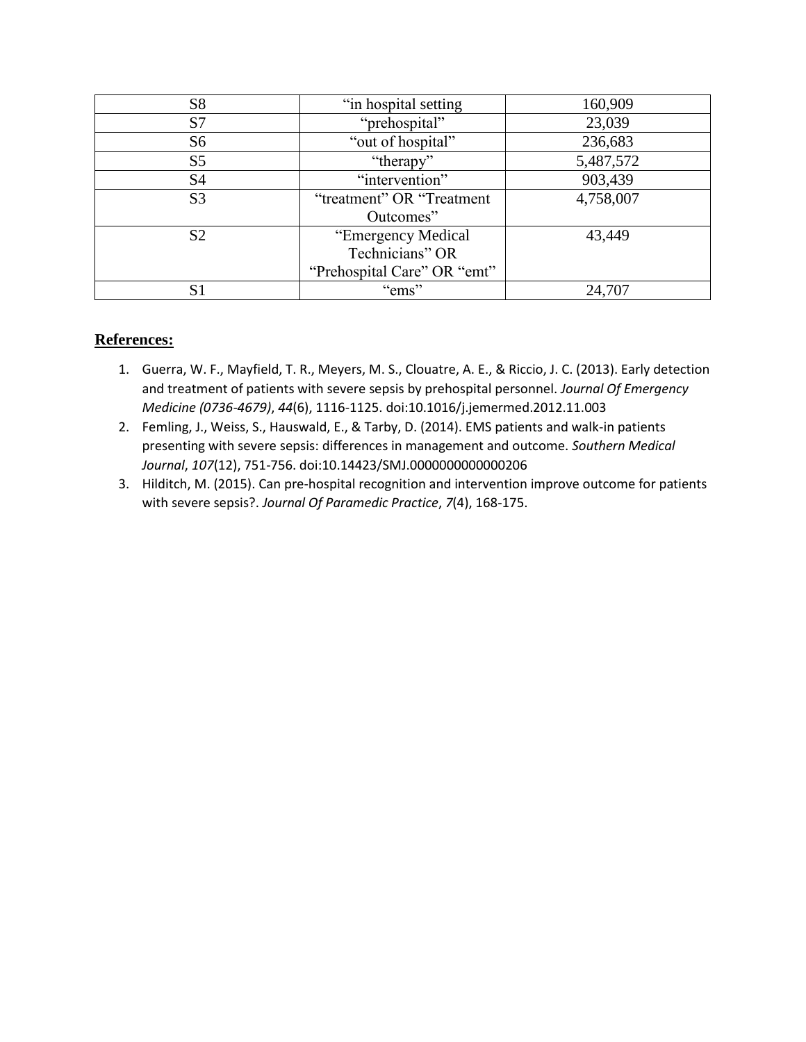| | | |
|---|---|---|
| S8 | "in hospital setting | 160,909 |
| S7 | "prehospital" | 23,039 |
| S6 | "out of hospital" | 236,683 |
| S5 | "therapy" | 5,487,572 |
| S4 | "intervention" | 903,439 |
| S3 | "treatment" OR "Treatment Outcomes" | 4,758,007 |
| S2 | "Emergency Medical Technicians" OR "Prehospital Care" OR "emt" | 43,449 |
| S1 | "ems" | 24,707 |

## References:

1. Guerra, W. F., Mayfield, T. R., Meyers, M. S., Clouatre, A. E., & Riccio, J. C. (2013). Early detection and treatment of patients with severe sepsis by prehospital personnel. *Journal Of Emergency Medicine (0736-4679)*, *44*(6), 1116-1125. doi:10.1016/j.jemermed.2012.11.003
2. Femling, J., Weiss, S., Hauswald, E., & Tarby, D. (2014). EMS patients and walk-in patients presenting with severe sepsis: differences in management and outcome. *Southern Medical Journal*, *107*(12), 751-756. doi:10.14423/SMJ.0000000000000206
3. Hilditch, M. (2015). Can pre-hospital recognition and intervention improve outcome for patients with severe sepsis?. *Journal Of Paramedic Practice*, *7*(4), 168-175.